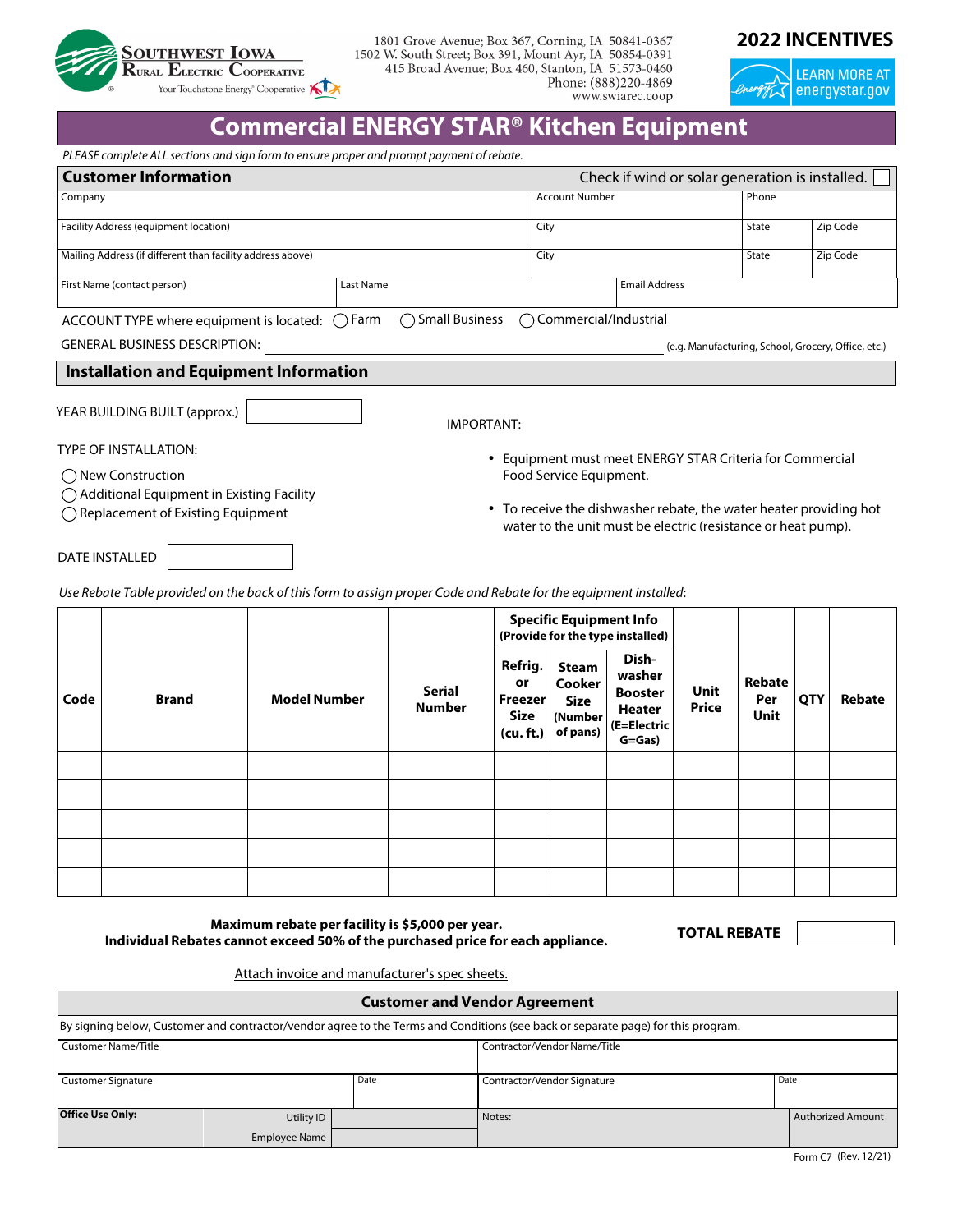**Southwest Iowa Rural Electric Cooperative**
Your Touchstone Energy® Cooperative

1801 Grove Avenue; Box 367, Corning, IA 50841-0367
1502 W. South Street; Box 391, Mount Ayr, IA 50854-0391
415 Broad Avenue; Box 460, Stanton, IA 51573-0460
Phone: (888)220-4869
www.swiarec.coop

**2022 INCENTIVES**

LEARN MORE AT energystar.gov

# Commercial ENERGY STAR® Kitchen Equipment

*PLEASE complete ALL sections and sign form to ensure proper and prompt payment of rebate.*

## Customer Information

Check if wind or solar generation is installed. ☐

| | | | |
|---|---|---|---|
| Company | Account Number | Phone | |
| Facility Address (equipment location) | City | State | Zip Code |
| Mailing Address (if different than facility address above) | City | State | Zip Code |
| First Name (contact person) | Last Name | Email Address | |

ACCOUNT TYPE where equipment is located: ◯ Farm ◯ Small Business ◯ Commercial/Industrial

GENERAL BUSINESS DESCRIPTION: ______________________ (e.g. Manufacturing, School, Grocery, Office, etc.)

## Installation and Equipment Information

YEAR BUILDING BUILT (approx.) ________

TYPE OF INSTALLATION:

◯ New Construction
◯ Additional Equipment in Existing Facility
◯ Replacement of Existing Equipment

DATE INSTALLED ________

IMPORTANT:

- Equipment must meet ENERGY STAR Criteria for Commercial Food Service Equipment.
- To receive the dishwasher rebate, the water heater providing hot water to the unit must be electric (resistance or heat pump).

*Use Rebate Table provided on the back of this form to assign proper Code and Rebate for the equipment installed:*

| Code | Brand | Model Number | Serial Number | Specific Equipment Info (Provide for the type installed) | | | Unit Price | Rebate Per Unit | QTY | Rebate |
|---|---|---|---|---|---|---|---|---|---|---|
| | | | | Refrig. or Freezer Size (cu. ft.) | Steam Cooker Size (Number of pans) | Dish-washer Booster Heater (E=Electric G=Gas) | | | | |
| | | | | | | | | | | |
| | | | | | | | | | | |
| | | | | | | | | | | |
| | | | | | | | | | | |
| | | | | | | | | | | |

**Maximum rebate per facility is $5,000 per year.**
**Individual Rebates cannot exceed 50% of the purchased price for each appliance.**

**TOTAL REBATE** ________

Attach invoice and manufacturer's spec sheets.

## Customer and Vendor Agreement

By signing below, Customer and contractor/vendor agree to the Terms and Conditions (see back or separate page) for this program.

| | | | |
|---|---|---|---|
| Customer Name/Title | | Contractor/Vendor Name/Title | |
| Customer Signature | Date | Contractor/Vendor Signature | Date |

| | | | | |
|---|---|---|---|---|
| **Office Use Only:** | Utility ID | | Notes: | Authorized Amount |
| | Employee Name | | | |

Form C7 (Rev. 12/21)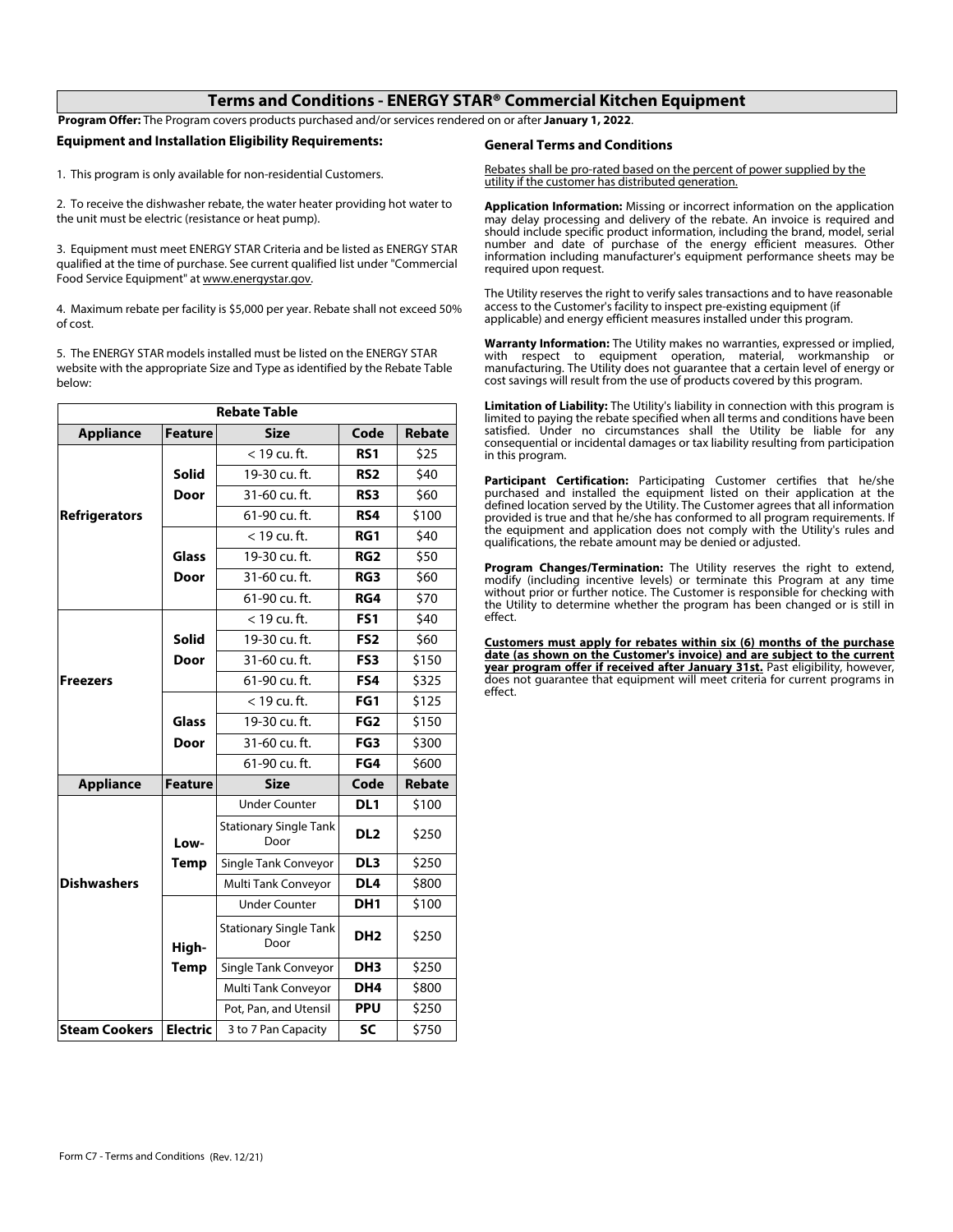# Terms and Conditions - ENERGY STAR® Commercial Kitchen Equipment

**Program Offer:** The Program covers products purchased and/or services rendered on or after **January 1, 2022**.

### Equipment and Installation Eligibility Requirements:

1. This program is only available for non-residential Customers.

2. To receive the dishwasher rebate, the water heater providing hot water to the unit must be electric (resistance or heat pump).

3. Equipment must meet ENERGY STAR Criteria and be listed as ENERGY STAR qualified at the time of purchase. See current qualified list under "Commercial Food Service Equipment" at www.energystar.gov.

4. Maximum rebate per facility is $5,000 per year. Rebate shall not exceed 50% of cost.

5. The ENERGY STAR models installed must be listed on the ENERGY STAR website with the appropriate Size and Type as identified by the Rebate Table below:

**Rebate Table**

| Appliance | Feature | Size | Code | Rebate |
|---|---|---|---|---|
| Refrigerators | Solid Door | < 19 cu. ft. | **RS1** | $25 |
| | | 19-30 cu. ft. | **RS2** | $40 |
| | | 31-60 cu. ft. | **RS3** | $60 |
| | | 61-90 cu. ft. | **RS4** | $100 |
| | Glass Door | < 19 cu. ft. | **RG1** | $40 |
| | | 19-30 cu. ft. | **RG2** | $50 |
| | | 31-60 cu. ft. | **RG3** | $60 |
| | | 61-90 cu. ft. | **RG4** | $70 |
| Freezers | Solid Door | < 19 cu. ft. | **FS1** | $40 |
| | | 19-30 cu. ft. | **FS2** | $60 |
| | | 31-60 cu. ft. | **FS3** | $150 |
| | | 61-90 cu. ft. | **FS4** | $325 |
| | Glass Door | < 19 cu. ft. | **FG1** | $125 |
| | | 19-30 cu. ft. | **FG2** | $150 |
| | | 31-60 cu. ft. | **FG3** | $300 |
| | | 61-90 cu. ft. | **FG4** | $600 |
| **Appliance** | **Feature** | **Size** | **Code** | **Rebate** |
| Dishwashers | Low-Temp | Under Counter | **DL1** | $100 |
| | | Stationary Single Tank Door | **DL2** | $250 |
| | | Single Tank Conveyor | **DL3** | $250 |
| | | Multi Tank Conveyor | **DL4** | $800 |
| | High-Temp | Under Counter | **DH1** | $100 |
| | | Stationary Single Tank Door | **DH2** | $250 |
| | | Single Tank Conveyor | **DH3** | $250 |
| | | Multi Tank Conveyor | **DH4** | $800 |
| | | Pot, Pan, and Utensil | **PPU** | $250 |
| Steam Cookers | Electric | 3 to 7 Pan Capacity | **SC** | $750 |

### General Terms and Conditions

Rebates shall be pro-rated based on the percent of power supplied by the utility if the customer has distributed generation.

**Application Information:** Missing or incorrect information on the application may delay processing and delivery of the rebate. An invoice is required and should include specific product information, including the brand, model, serial number and date of purchase of the energy efficient measures. Other information including manufacturer's equipment performance sheets may be required upon request.

The Utility reserves the right to verify sales transactions and to have reasonable access to the Customer's facility to inspect pre-existing equipment (if applicable) and energy efficient measures installed under this program.

**Warranty Information:** The Utility makes no warranties, expressed or implied, with respect to equipment operation, material, workmanship or manufacturing. The Utility does not guarantee that a certain level of energy or cost savings will result from the use of products covered by this program.

**Limitation of Liability:** The Utility's liability in connection with this program is limited to paying the rebate specified when all terms and conditions have been satisfied. Under no circumstances shall the Utility be liable for any consequential or incidental damages or tax liability resulting from participation in this program.

**Participant Certification:** Participating Customer certifies that he/she purchased and installed the equipment listed on their application at the defined location served by the Utility. The Customer agrees that all information provided is true and that he/she has conformed to all program requirements. If the equipment and application does not comply with the Utility's rules and qualifications, the rebate amount may be denied or adjusted.

**Program Changes/Termination:** The Utility reserves the right to extend, modify (including incentive levels) or terminate this Program at any time without prior or further notice. The Customer is responsible for checking with the Utility to determine whether the program has been changed or is still in effect.

**Customers must apply for rebates within six (6) months of the purchase date (as shown on the Customer's invoice) and are subject to the current year program offer if received after January 31st.** Past eligibility, however, does not guarantee that equipment will meet criteria for current programs in effect.

Form C7 - Terms and Conditions (Rev. 12/21)